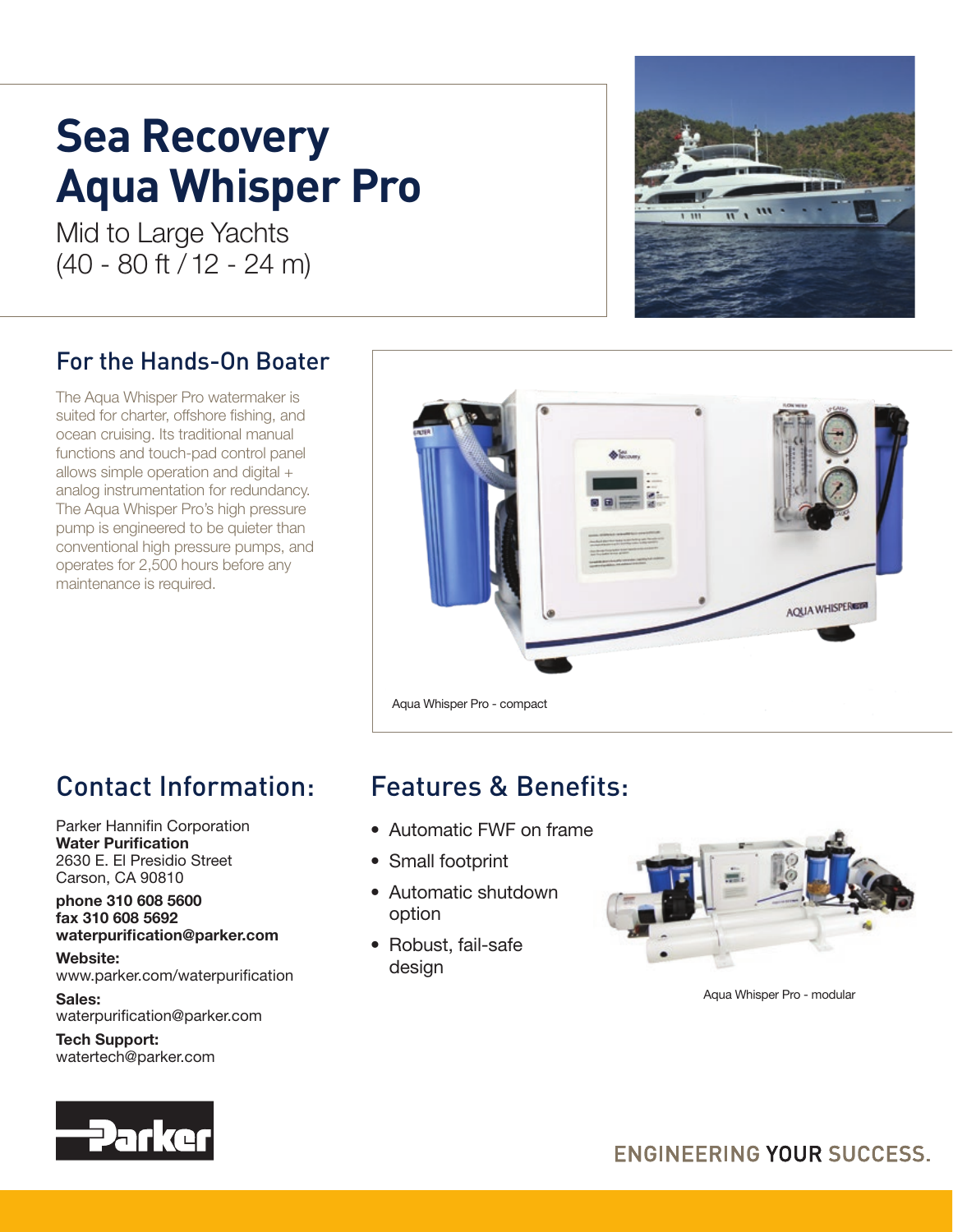# Sea Recovery Aqua Whisper Pro

Mid to Large Yachts
(40 - 80 ft / 12 - 24 m)

## For the Hands-On Boater

The Aqua Whisper Pro watermaker is suited for charter, offshore fishing, and ocean cruising. Its traditional manual functions and touch-pad control panel allows simple operation and digital + analog instrumentation for redundancy. The Aqua Whisper Pro's high pressure pump is engineered to be quieter than conventional high pressure pumps, and operates for 2,500 hours before any maintenance is required.

Aqua Whisper Pro - compact

## Contact Information:

Parker Hannifin Corporation
**Water Purification**
2630 E. El Presidio Street
Carson, CA 90810

**phone 310 608 5600**
**fax 310 608 5692**
**waterpurification@parker.com**

**Website:**
www.parker.com/waterpurification

**Sales:**
waterpurification@parker.com

**Tech Support:**
watertech@parker.com

## Features & Benefits:

- Automatic FWF on frame
- Small footprint
- Automatic shutdown option
- Robust, fail-safe design

Aqua Whisper Pro - modular

ENGINEERING YOUR SUCCESS.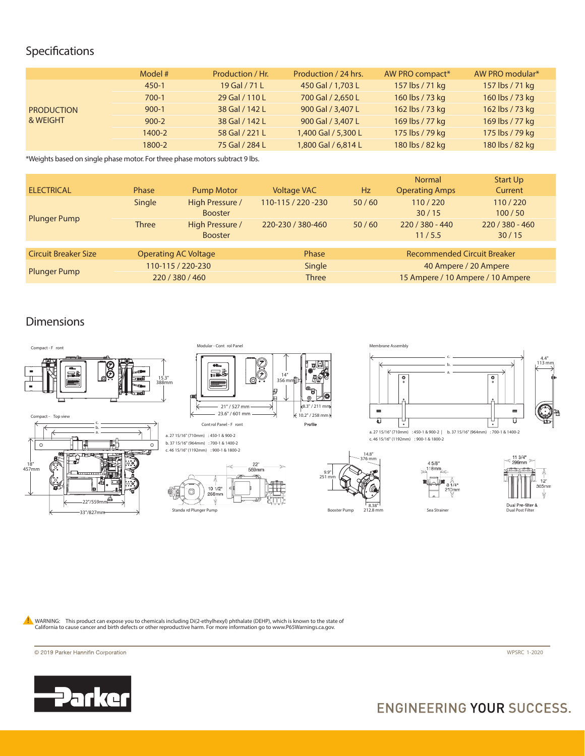## Specifications

| | Model # | Production / Hr. | Production / 24 hrs. | AW PRO compact* | AW PRO modular* |
|---|---|---|---|---|---|
| PRODUCTION & WEIGHT | 450-1 | 19 Gal / 71 L | 450 Gal / 1,703 L | 157 lbs / 71 kg | 157 lbs / 71 kg |
| | 700-1 | 29 Gal / 110 L | 700 Gal / 2,650 L | 160 lbs / 73 kg | 160 lbs / 73 kg |
| | 900-1 | 38 Gal / 142 L | 900 Gal / 3,407 L | 162 lbs / 73 kg | 162 lbs / 73 kg |
| | 900-2 | 38 Gal / 142 L | 900 Gal / 3,407 L | 169 lbs / 77 kg | 169 lbs / 77 kg |
| | 1400-2 | 58 Gal / 221 L | 1,400 Gal / 5,300 L | 175 lbs / 79 kg | 175 lbs / 79 kg |
| | 1800-2 | 75 Gal / 284 L | 1,800 Gal / 6,814 L | 180 lbs / 82 kg | 180 lbs / 82 kg |

*Weights based on single phase motor. For three phase motors subtract 9 lbs.

| ELECTRICAL | Phase | Pump Motor | Voltage VAC | Hz | Normal Operating Amps | Start Up Current |
|---|---|---|---|---|---|---|
| Plunger Pump | Single | High Pressure / Booster | 110-115 / 220 -230 | 50 / 60 | 110 / 220<br>30 / 15 | 110 / 220<br>100 / 50 |
| | Three | High Pressure / Booster | 220-230 / 380-460 | 50 / 60 | 220 / 380 - 440<br>11 / 5.5 | 220 / 380 - 460<br>30 / 15 |

| Circuit Breaker Size | Operating AC Voltage | Phase | Recommended Circuit Breaker |
|---|---|---|---|
| Plunger Pump | 110-115 / 220-230 | Single | 40 Ampere / 20 Ampere |
| | 220 / 380 / 460 | Three | 15 Ampere / 10 Ampere / 10 Ampere |

## Dimensions

Compact - Front
15.3" 388mm

Modular - Control Panel
14" 356 mm
21" / 527 mm
23.6" / 601 mm
8.3" / 211 mm
10.2" / 258 mm
Control Panel - Front
Profile

Membrane Assembly
c.
b.
a.
4.4" 113 mm
a. 27 15/16" (710mm) : 450-1 & 900-2 | b. 37 15/16" (964mm) : 700-1 & 1400-2
c. 46 15/16" (1192mm) : 900-1 & 1800-2

Compact - Top view
c.
b.
a.
18" 457mm
22"/559mm
33"/827mm

a. 27 15/16" (710mm) : 450-1 & 900-2
b. 37 15/16" (964mm) : 700-1 & 1400-2
c. 46 15/16" (1192mm) : 900-1 & 1800-2

22" 559mm
10 1/2" 268mm
Standard Plunger Pump

14.8" 376 mm
9.9" 251 mm
8.38" 212.8 mm
Booster Pump

4 5/8" 118mm
8 1/4" 210mm
Sea Strainer

11 3/4" 299mm
12" 305mm
Dual Pre-filter & Dual Post Filter

WARNING: This product can expose you to chemicals including Di(2-ethylhexyl) phthalate (DEHP), which is known to the state of California to cause cancer and birth defects or other reproductive harm. For more information go to www.P65Warnings.ca.gov.

© 2019 Parker Hannifin Corporation

WPSRC 1-2020

Parker

ENGINEERING YOUR SUCCESS.